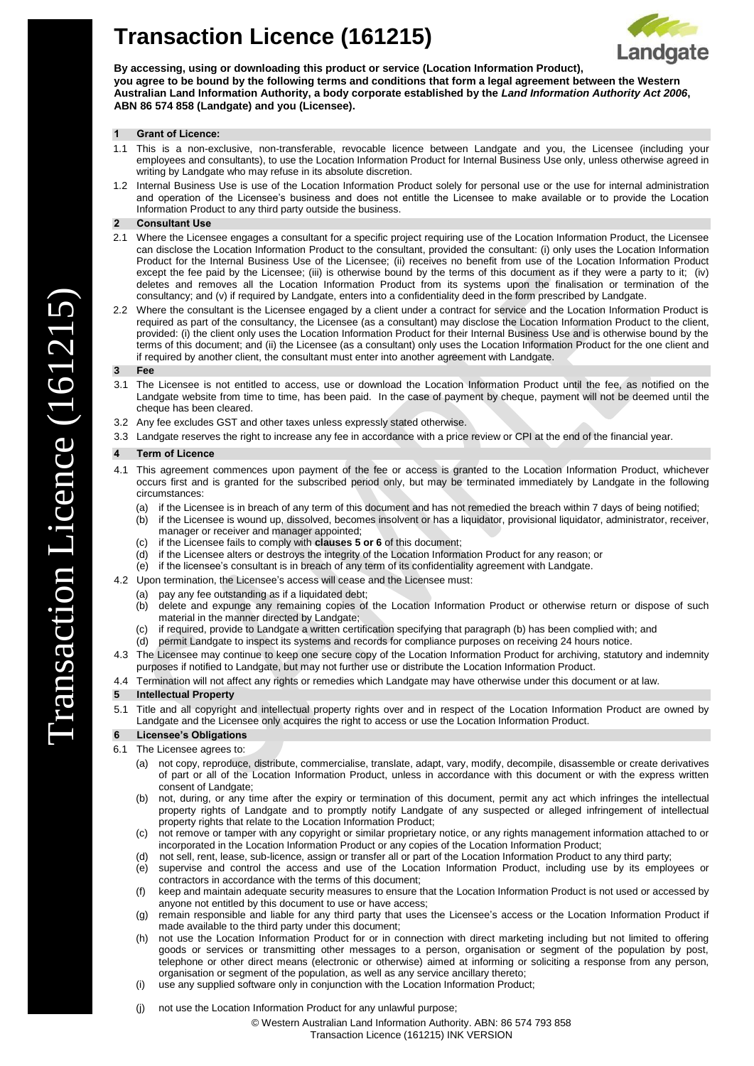# Transaction Licence (161215)

**By accessing, using or downloading this product or service (Location Information Product), you agree to be bound by the following terms and conditions that form a legal agreement between the Western Australian Land Information Authority, a body corporate established by the *Land Information Authority Act 2006*, ABN 86 574 858 (Landgate) and you (Licensee).**

## 1 Grant of Licence:

1.1 This is a non-exclusive, non-transferable, revocable licence between Landgate and you, the Licensee (including your employees and consultants), to use the Location Information Product for Internal Business Use only, unless otherwise agreed in writing by Landgate who may refuse in its absolute discretion.

1.2 Internal Business Use is use of the Location Information Product solely for personal use or the use for internal administration and operation of the Licensee's business and does not entitle the Licensee to make available or to provide the Location Information Product to any third party outside the business.

## 2 Consultant Use

2.1 Where the Licensee engages a consultant for a specific project requiring use of the Location Information Product, the Licensee can disclose the Location Information Product to the consultant, provided the consultant: (i) only uses the Location Information Product for the Internal Business Use of the Licensee; (ii) receives no benefit from use of the Location Information Product except the fee paid by the Licensee; (iii) is otherwise bound by the terms of this document as if they were a party to it; (iv) deletes and removes all the Location Information Product from its systems upon the finalisation or termination of the consultancy; and (v) if required by Landgate, enters into a confidentiality deed in the form prescribed by Landgate.

2.2 Where the consultant is the Licensee engaged by a client under a contract for service and the Location Information Product is required as part of the consultancy, the Licensee (as a consultant) may disclose the Location Information Product to the client, provided: (i) the client only uses the Location Information Product for their Internal Business Use and is otherwise bound by the terms of this document; and (ii) the Licensee (as a consultant) only uses the Location Information Product for the one client and if required by another client, the consultant must enter into another agreement with Landgate.

## 3 Fee

3.1 The Licensee is not entitled to access, use or download the Location Information Product until the fee, as notified on the Landgate website from time to time, has been paid. In the case of payment by cheque, payment will not be deemed until the cheque has been cleared.

3.2 Any fee excludes GST and other taxes unless expressly stated otherwise.

3.3 Landgate reserves the right to increase any fee in accordance with a price review or CPI at the end of the financial year.

## 4 Term of Licence

4.1 This agreement commences upon payment of the fee or access is granted to the Location Information Product, whichever occurs first and is granted for the subscribed period only, but may be terminated immediately by Landgate in the following circumstances:

(a) if the Licensee is in breach of any term of this document and has not remedied the breach within 7 days of being notified;
(b) if the Licensee is wound up, dissolved, becomes insolvent or has a liquidator, provisional liquidator, administrator, receiver, manager or receiver and manager appointed;
(c) if the Licensee fails to comply with **clauses 5 or 6** of this document;
(d) if the Licensee alters or destroys the integrity of the Location Information Product for any reason; or
(e) if the licensee's consultant is in breach of any term of its confidentiality agreement with Landgate.

4.2 Upon termination, the Licensee's access will cease and the Licensee must:

(a) pay any fee outstanding as if a liquidated debt;
(b) delete and expunge any remaining copies of the Location Information Product or otherwise return or dispose of such material in the manner directed by Landgate;
(c) if required, provide to Landgate a written certification specifying that paragraph (b) has been complied with; and
(d) permit Landgate to inspect its systems and records for compliance purposes on receiving 24 hours notice.

4.3 The Licensee may continue to keep one secure copy of the Location Information Product for archiving, statutory and indemnity purposes if notified to Landgate, but may not further use or distribute the Location Information Product.

4.4 Termination will not affect any rights or remedies which Landgate may have otherwise under this document or at law.

## 5 Intellectual Property

5.1 Title and all copyright and intellectual property rights over and in respect of the Location Information Product are owned by Landgate and the Licensee only acquires the right to access or use the Location Information Product.

## 6 Licensee's Obligations

6.1 The Licensee agrees to:

(a) not copy, reproduce, distribute, commercialise, translate, adapt, vary, modify, decompile, disassemble or create derivatives of part or all of the Location Information Product, unless in accordance with this document or with the express written consent of Landgate;
(b) not, during, or any time after the expiry or termination of this document, permit any act which infringes the intellectual property rights of Landgate and to promptly notify Landgate of any suspected or alleged infringement of intellectual property rights that relate to the Location Information Product;
(c) not remove or tamper with any copyright or similar proprietary notice, or any rights management information attached to or incorporated in the Location Information Product or any copies of the Location Information Product;
(d) not sell, rent, lease, sub-licence, assign or transfer all or part of the Location Information Product to any third party;
(e) supervise and control the access and use of the Location Information Product, including use by its employees or contractors in accordance with the terms of this document;
(f) keep and maintain adequate security measures to ensure that the Location Information Product is not used or accessed by anyone not entitled by this document to use or have access;
(g) remain responsible and liable for any third party that uses the Licensee's access or the Location Information Product if made available to the third party under this document;
(h) not use the Location Information Product for or in connection with direct marketing including but not limited to offering goods or services or transmitting other messages to a person, organisation or segment of the population by post, telephone or other direct means (electronic or otherwise) aimed at informing or soliciting a response from any person, organisation or segment of the population, as well as any service ancillary thereto;
(i) use any supplied software only in conjunction with the Location Information Product;
(j) not use the Location Information Product for any unlawful purpose;

© Western Australian Land Information Authority. ABN: 86 574 793 858
Transaction Licence (161215) INK VERSION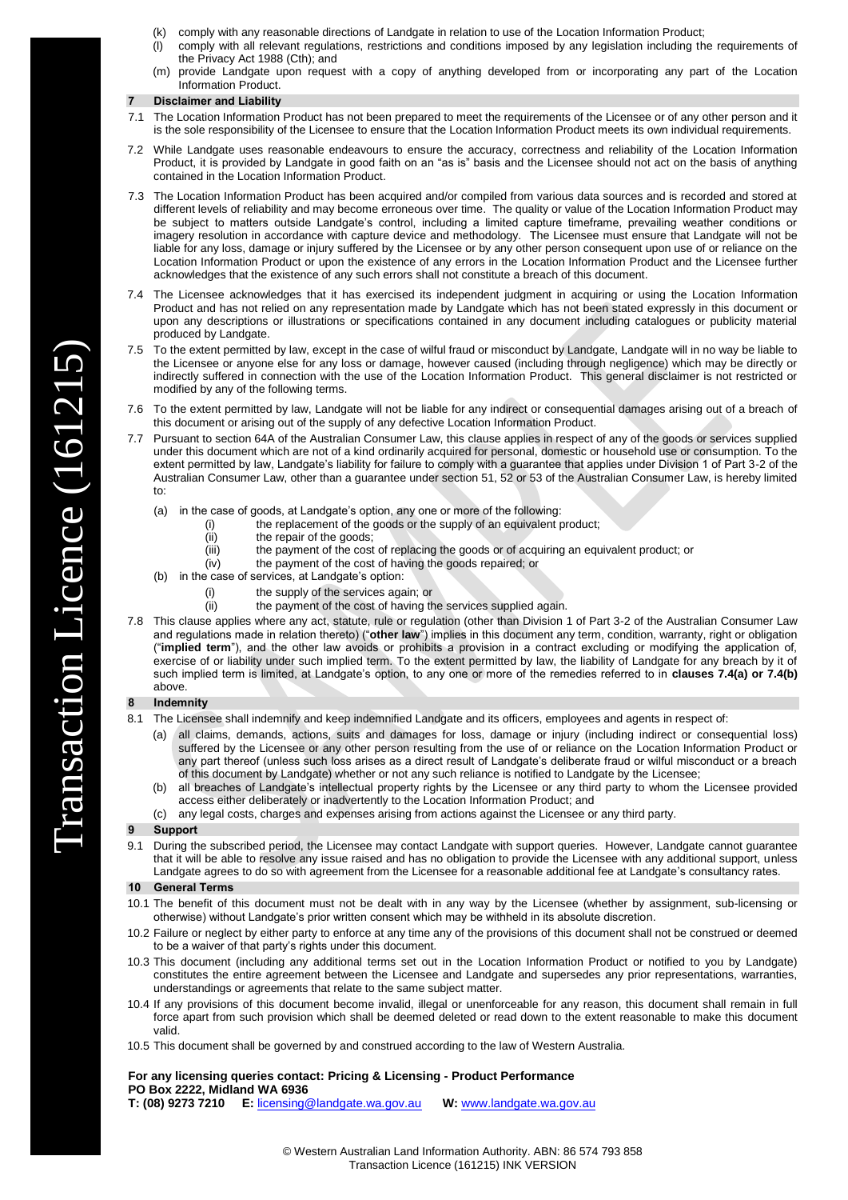(k) comply with any reasonable directions of Landgate in relation to use of the Location Information Product;
(l) comply with all relevant regulations, restrictions and conditions imposed by any legislation including the requirements of the Privacy Act 1988 (Cth); and
(m) provide Landgate upon request with a copy of anything developed from or incorporating any part of the Location Information Product.

## 7 Disclaimer and Liability

7.1 The Location Information Product has not been prepared to meet the requirements of the Licensee or of any other person and it is the sole responsibility of the Licensee to ensure that the Location Information Product meets its own individual requirements.

7.2 While Landgate uses reasonable endeavours to ensure the accuracy, correctness and reliability of the Location Information Product, it is provided by Landgate in good faith on an "as is" basis and the Licensee should not act on the basis of anything contained in the Location Information Product.

7.3 The Location Information Product has been acquired and/or compiled from various data sources and is recorded and stored at different levels of reliability and may become erroneous over time. The quality or value of the Location Information Product may be subject to matters outside Landgate's control, including a limited capture timeframe, prevailing weather conditions or imagery resolution in accordance with capture device and methodology. The Licensee must ensure that Landgate will not be liable for any loss, damage or injury suffered by the Licensee or by any other person consequent upon use of or reliance on the Location Information Product or upon the existence of any errors in the Location Information Product and the Licensee further acknowledges that the existence of any such errors shall not constitute a breach of this document.

7.4 The Licensee acknowledges that it has exercised its independent judgment in acquiring or using the Location Information Product and has not relied on any representation made by Landgate which has not been stated expressly in this document or upon any descriptions or illustrations or specifications contained in any document including catalogues or publicity material produced by Landgate.

7.5 To the extent permitted by law, except in the case of wilful fraud or misconduct by Landgate, Landgate will in no way be liable to the Licensee or anyone else for any loss or damage, however caused (including through negligence) which may be directly or indirectly suffered in connection with the use of the Location Information Product. This general disclaimer is not restricted or modified by any of the following terms.

7.6 To the extent permitted by law, Landgate will not be liable for any indirect or consequential damages arising out of a breach of this document or arising out of the supply of any defective Location Information Product.

7.7 Pursuant to section 64A of the Australian Consumer Law, this clause applies in respect of any of the goods or services supplied under this document which are not of a kind ordinarily acquired for personal, domestic or household use or consumption. To the extent permitted by law, Landgate's liability for failure to comply with a guarantee that applies under Division 1 of Part 3-2 of the Australian Consumer Law, other than a guarantee under section 51, 52 or 53 of the Australian Consumer Law, is hereby limited to:

(a) in the case of goods, at Landgate's option, any one or more of the following:
   (i) the replacement of the goods or the supply of an equivalent product;
   (ii) the repair of the goods;
   (iii) the payment of the cost of replacing the goods or of acquiring an equivalent product; or
   (iv) the payment of the cost of having the goods repaired; or
(b) in the case of services, at Landgate's option:
   (i) the supply of the services again; or
   (ii) the payment of the cost of having the services supplied again.

7.8 This clause applies where any act, statute, rule or regulation (other than Division 1 of Part 3-2 of the Australian Consumer Law and regulations made in relation thereto) ("**other law**") implies in this document any term, condition, warranty, right or obligation ("**implied term**"), and the other law avoids or prohibits a provision in a contract excluding or modifying the application of, exercise of or liability under such implied term. To the extent permitted by law, the liability of Landgate for any breach by it of such implied term is limited, at Landgate's option, to any one or more of the remedies referred to in **clauses 7.4(a) or 7.4(b)** above.

## 8 Indemnity

8.1 The Licensee shall indemnify and keep indemnified Landgate and its officers, employees and agents in respect of:

(a) all claims, demands, actions, suits and damages for loss, damage or injury (including indirect or consequential loss) suffered by the Licensee or any other person resulting from the use of or reliance on the Location Information Product or any part thereof (unless such loss arises as a direct result of Landgate's deliberate fraud or wilful misconduct or a breach of this document by Landgate) whether or not any such reliance is notified to Landgate by the Licensee;
(b) all breaches of Landgate's intellectual property rights by the Licensee or any third party to whom the Licensee provided access either deliberately or inadvertently to the Location Information Product; and
(c) any legal costs, charges and expenses arising from actions against the Licensee or any third party.

## 9 Support

9.1 During the subscribed period, the Licensee may contact Landgate with support queries. However, Landgate cannot guarantee that it will be able to resolve any issue raised and has no obligation to provide the Licensee with any additional support, unless Landgate agrees to do so with agreement from the Licensee for a reasonable additional fee at Landgate's consultancy rates.

## 10 General Terms

10.1 The benefit of this document must not be dealt with in any way by the Licensee (whether by assignment, sub-licensing or otherwise) without Landgate's prior written consent which may be withheld in its absolute discretion.

10.2 Failure or neglect by either party to enforce at any time any of the provisions of this document shall not be construed or deemed to be a waiver of that party's rights under this document.

10.3 This document (including any additional terms set out in the Location Information Product or notified to you by Landgate) constitutes the entire agreement between the Licensee and Landgate and supersedes any prior representations, warranties, understandings or agreements that relate to the same subject matter.

10.4 If any provisions of this document become invalid, illegal or unenforceable for any reason, this document shall remain in full force apart from such provision which shall be deemed deleted or read down to the extent reasonable to make this document valid.

10.5 This document shall be governed by and construed according to the law of Western Australia.

**For any licensing queries contact: Pricing & Licensing - Product Performance**
**PO Box 2222, Midland WA 6936**
**T: (08) 9273 7210 E:** licensing@landgate.wa.gov.au **W:** www.landgate.wa.gov.au

© Western Australian Land Information Authority. ABN: 86 574 793 858
Transaction Licence (161215) INK VERSION